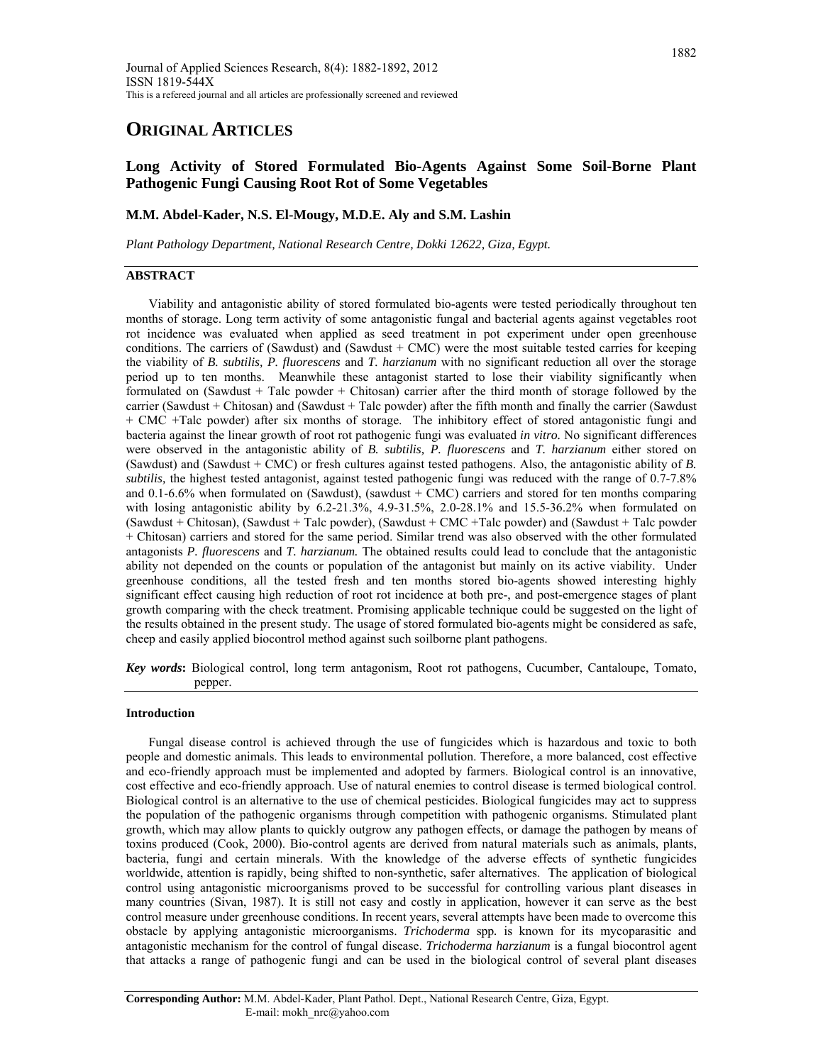Journal of Applied Sciences Research, 8(4): 1882-1892, 2012
ISSN 1819-544X
This is a refereed journal and all articles are professionally screened and reviewed

# ORIGINAL ARTICLES

## Long Activity of Stored Formulated Bio-Agents Against Some Soil-Borne Plant Pathogenic Fungi Causing Root Rot of Some Vegetables

**M.M. Abdel-Kader, N.S. El-Mougy, M.D.E. Aly and S.M. Lashin**

*Plant Pathology Department, National Research Centre, Dokki 12622, Giza, Egypt.*

### ABSTRACT

Viability and antagonistic ability of stored formulated bio-agents were tested periodically throughout ten months of storage. Long term activity of some antagonistic fungal and bacterial agents against vegetables root rot incidence was evaluated when applied as seed treatment in pot experiment under open greenhouse conditions. The carriers of (Sawdust) and (Sawdust + CMC) were the most suitable tested carries for keeping the viability of *B. subtilis, P. fluorescens* and *T. harzianum* with no significant reduction all over the storage period up to ten months. Meanwhile these antagonist started to lose their viability significantly when formulated on (Sawdust + Talc powder + Chitosan) carrier after the third month of storage followed by the carrier (Sawdust + Chitosan) and (Sawdust + Talc powder) after the fifth month and finally the carrier (Sawdust + CMC +Talc powder) after six months of storage. The inhibitory effect of stored antagonistic fungi and bacteria against the linear growth of root rot pathogenic fungi was evaluated *in vitro.* No significant differences were observed in the antagonistic ability of *B. subtilis, P. fluorescens* and *T. harzianum* either stored on (Sawdust) and (Sawdust + CMC) or fresh cultures against tested pathogens. Also, the antagonistic ability of *B. subtilis,* the highest tested antagonist, against tested pathogenic fungi was reduced with the range of 0.7-7.8% and 0.1-6.6% when formulated on (Sawdust), (sawdust + CMC) carriers and stored for ten months comparing with losing antagonistic ability by 6.2-21.3%, 4.9-31.5%, 2.0-28.1% and 15.5-36.2% when formulated on (Sawdust + Chitosan), (Sawdust + Talc powder), (Sawdust + CMC +Talc powder) and (Sawdust + Talc powder + Chitosan) carriers and stored for the same period. Similar trend was also observed with the other formulated antagonists *P. fluorescens* and *T. harzianum.* The obtained results could lead to conclude that the antagonistic ability not depended on the counts or population of the antagonist but mainly on its active viability. Under greenhouse conditions, all the tested fresh and ten months stored bio-agents showed interesting highly significant effect causing high reduction of root rot incidence at both pre-, and post-emergence stages of plant growth comparing with the check treatment. Promising applicable technique could be suggested on the light of the results obtained in the present study. The usage of stored formulated bio-agents might be considered as safe, cheep and easily applied biocontrol method against such soilborne plant pathogens.

***Key words*:** Biological control, long term antagonism, Root rot pathogens, Cucumber, Cantaloupe, Tomato, pepper.

### Introduction

Fungal disease control is achieved through the use of fungicides which is hazardous and toxic to both people and domestic animals. This leads to environmental pollution. Therefore, a more balanced, cost effective and eco-friendly approach must be implemented and adopted by farmers. Biological control is an innovative, cost effective and eco-friendly approach. Use of natural enemies to control disease is termed biological control. Biological control is an alternative to the use of chemical pesticides. Biological fungicides may act to suppress the population of the pathogenic organisms through competition with pathogenic organisms. Stimulated plant growth, which may allow plants to quickly outgrow any pathogen effects, or damage the pathogen by means of toxins produced (Cook, 2000). Bio-control agents are derived from natural materials such as animals, plants, bacteria, fungi and certain minerals. With the knowledge of the adverse effects of synthetic fungicides worldwide, attention is rapidly, being shifted to non-synthetic, safer alternatives. The application of biological control using antagonistic microorganisms proved to be successful for controlling various plant diseases in many countries (Sivan, 1987). It is still not easy and costly in application, however it can serve as the best control measure under greenhouse conditions. In recent years, several attempts have been made to overcome this obstacle by applying antagonistic microorganisms. *Trichoderma* spp. is known for its mycoparasitic and antagonistic mechanism for the control of fungal disease. *Trichoderma harzianum* is a fungal biocontrol agent that attacks a range of pathogenic fungi and can be used in the biological control of several plant diseases

**Corresponding Author:** M.M. Abdel-Kader, Plant Pathol. Dept., National Research Centre, Giza, Egypt.
E-mail: mokh_nrc@yahoo.com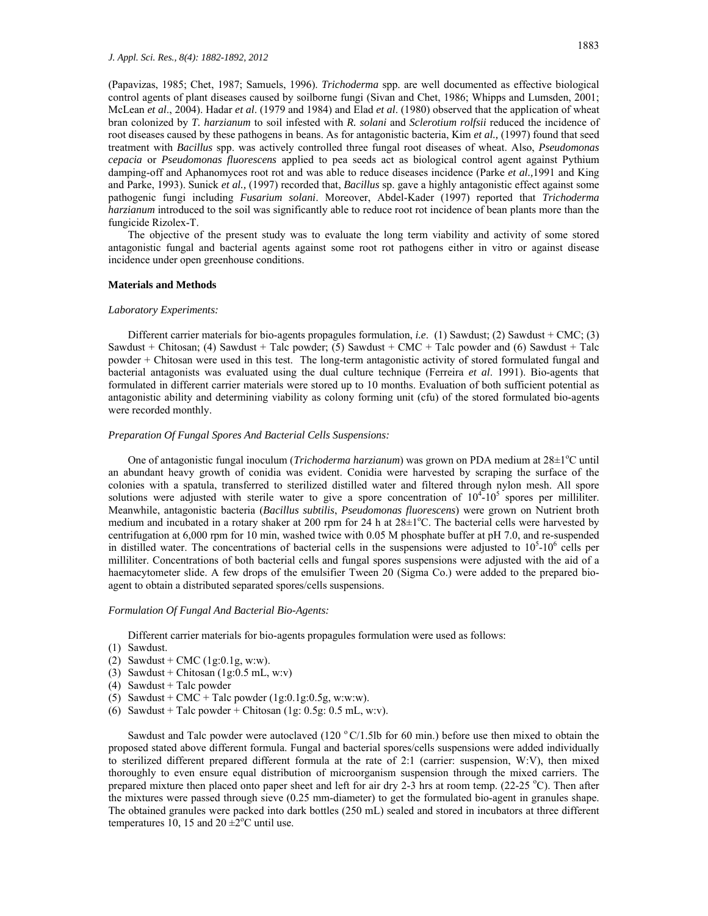(Papavizas, 1985; Chet, 1987; Samuels, 1996). *Trichoderma* spp. are well documented as effective biological control agents of plant diseases caused by soilborne fungi (Sivan and Chet, 1986; Whipps and Lumsden, 2001; McLean *et al*., 2004). Hadar *et al*. (1979 and 1984) and Elad *et al*. (1980) observed that the application of wheat bran colonized by *T. harzianum* to soil infested with *R. solani* and *Sclerotium rolfsii* reduced the incidence of root diseases caused by these pathogens in beans. As for antagonistic bacteria, Kim *et al.,* (1997) found that seed treatment with *Bacillus* spp. was actively controlled three fungal root diseases of wheat. Also, *Pseudomonas cepacia* or *Pseudomonas fluorescens* applied to pea seeds act as biological control agent against Pythium damping-off and Aphanomyces root rot and was able to reduce diseases incidence (Parke *et al.,*1991 and King and Parke, 1993). Sunick *et al.,* (1997) recorded that, *Bacillus* sp. gave a highly antagonistic effect against some pathogenic fungi including *Fusarium solani*. Moreover, Abdel-Kader (1997) reported that *Trichoderma harzianum* introduced to the soil was significantly able to reduce root rot incidence of bean plants more than the fungicide Rizolex-T.

The objective of the present study was to evaluate the long term viability and activity of some stored antagonistic fungal and bacterial agents against some root rot pathogens either in vitro or against disease incidence under open greenhouse conditions.

## Materials and Methods

### *Laboratory Experiments:*

Different carrier materials for bio-agents propagules formulation, *i.e*. (1) Sawdust; (2) Sawdust + CMC; (3) Sawdust + Chitosan; (4) Sawdust + Talc powder; (5) Sawdust + CMC + Talc powder and (6) Sawdust + Talc powder + Chitosan were used in this test. The long-term antagonistic activity of stored formulated fungal and bacterial antagonists was evaluated using the dual culture technique (Ferreira *et al*. 1991). Bio-agents that formulated in different carrier materials were stored up to 10 months. Evaluation of both sufficient potential as antagonistic ability and determining viability as colony forming unit (cfu) of the stored formulated bio-agents were recorded monthly.

### *Preparation Of Fungal Spores And Bacterial Cells Suspensions:*

One of antagonistic fungal inoculum (*Trichoderma harzianum*) was grown on PDA medium at 28±1°C until an abundant heavy growth of conidia was evident. Conidia were harvested by scraping the surface of the colonies with a spatula, transferred to sterilized distilled water and filtered through nylon mesh. All spore solutions were adjusted with sterile water to give a spore concentration of $10^4$-$10^5$ spores per milliliter. Meanwhile, antagonistic bacteria (*Bacillus subtilis*, *Pseudomonas fluorescens*) were grown on Nutrient broth medium and incubated in a rotary shaker at 200 rpm for 24 h at 28±1°C. The bacterial cells were harvested by centrifugation at 6,000 rpm for 10 min, washed twice with 0.05 M phosphate buffer at pH 7.0, and re-suspended in distilled water. The concentrations of bacterial cells in the suspensions were adjusted to $10^5$-$10^6$ cells per milliliter. Concentrations of both bacterial cells and fungal spores suspensions were adjusted with the aid of a haemacytometer slide. A few drops of the emulsifier Tween 20 (Sigma Co.) were added to the prepared bio-agent to obtain a distributed separated spores/cells suspensions.

### *Formulation Of Fungal And Bacterial Bio-Agents:*

Different carrier materials for bio-agents propagules formulation were used as follows:

(1) Sawdust.
(2) Sawdust + CMC (1g:0.1g, w:w).
(3) Sawdust + Chitosan (1g:0.5 mL, w:v)
(4) Sawdust + Talc powder
(5) Sawdust + CMC + Talc powder (1g:0.1g:0.5g, w:w:w).
(6) Sawdust + Talc powder + Chitosan (1g: 0.5g: 0.5 mL, w:v).

Sawdust and Talc powder were autoclaved (120 °C/1.5lb for 60 min.) before use then mixed to obtain the proposed stated above different formula. Fungal and bacterial spores/cells suspensions were added individually to sterilized different prepared different formula at the rate of 2:1 (carrier: suspension, W:V), then mixed thoroughly to even ensure equal distribution of microorganism suspension through the mixed carriers. The prepared mixture then placed onto paper sheet and left for air dry 2-3 hrs at room temp. (22-25 °C). Then after the mixtures were passed through sieve (0.25 mm-diameter) to get the formulated bio-agent in granules shape. The obtained granules were packed into dark bottles (250 mL) sealed and stored in incubators at three different temperatures 10, 15 and 20 ±2°C until use.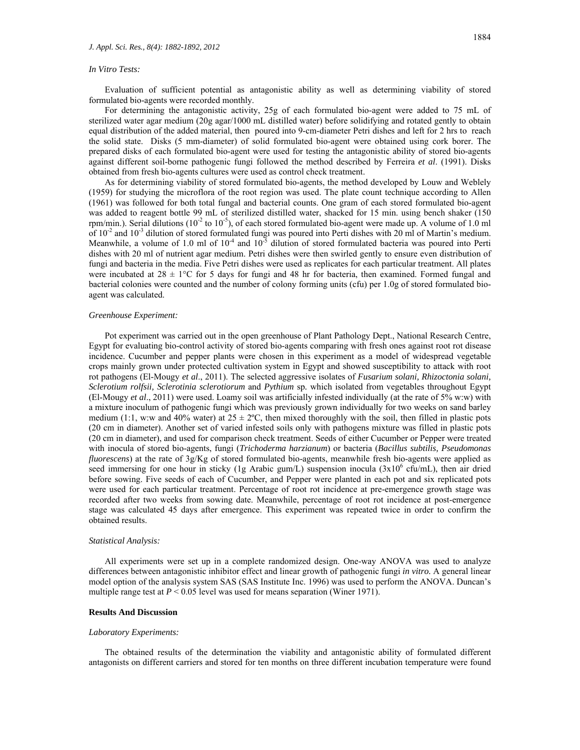### *In Vitro Tests:*

Evaluation of sufficient potential as antagonistic ability as well as determining viability of stored formulated bio-agents were recorded monthly.

For determining the antagonistic activity, 25g of each formulated bio-agent were added to 75 mL of sterilized water agar medium (20g agar/1000 mL distilled water) before solidifying and rotated gently to obtain equal distribution of the added material, then poured into 9-cm-diameter Petri dishes and left for 2 hrs to reach the solid state. Disks (5 mm-diameter) of solid formulated bio-agent were obtained using cork borer. The prepared disks of each formulated bio-agent were used for testing the antagonistic ability of stored bio-agents against different soil-borne pathogenic fungi followed the method described by Ferreira *et al*. (1991). Disks obtained from fresh bio-agents cultures were used as control check treatment.

As for determining viability of stored formulated bio-agents, the method developed by Louw and Weblely (1959) for studying the microflora of the root region was used. The plate count technique according to Allen (1961) was followed for both total fungal and bacterial counts. One gram of each stored formulated bio-agent was added to reagent bottle 99 mL of sterilized distilled water, shacked for 15 min. using bench shaker (150 rpm/min.). Serial dilutions ($10^{-2}$ to $10^{-5}$), of each stored formulated bio-agent were made up. A volume of 1.0 ml of $10^{-2}$ and $10^{-3}$ dilution of stored formulated fungi was poured into Perti dishes with 20 ml of Martin's medium. Meanwhile, a volume of 1.0 ml of $10^{-4}$ and $10^{-5}$ dilution of stored formulated bacteria was poured into Perti dishes with 20 ml of nutrient agar medium. Petri dishes were then swirled gently to ensure even distribution of fungi and bacteria in the media. Five Petri dishes were used as replicates for each particular treatment. All plates were incubated at 28 ± 1°C for 5 days for fungi and 48 hr for bacteria, then examined. Formed fungal and bacterial colonies were counted and the number of colony forming units (cfu) per 1.0g of stored formulated bio-agent was calculated.

### *Greenhouse Experiment:*

Pot experiment was carried out in the open greenhouse of Plant Pathology Dept., National Research Centre, Egypt for evaluating bio-control activity of stored bio-agents comparing with fresh ones against root rot disease incidence. Cucumber and pepper plants were chosen in this experiment as a model of widespread vegetable crops mainly grown under protected cultivation system in Egypt and showed susceptibility to attack with root rot pathogens (El-Mougy *et al*., 2011). The selected aggressive isolates of *Fusarium solani, Rhizoctonia solani, Sclerotium rolfsii, Sclerotinia sclerotiorum* and *Pythium* sp. which isolated from vegetables throughout Egypt (El-Mougy *et al*., 2011) were used. Loamy soil was artificially infested individually (at the rate of 5% w:w) with a mixture inoculum of pathogenic fungi which was previously grown individually for two weeks on sand barley medium (1:1, w:w and 40% water) at 25 ± 2ºC, then mixed thoroughly with the soil, then filled in plastic pots (20 cm in diameter). Another set of varied infested soils only with pathogens mixture was filled in plastic pots (20 cm in diameter), and used for comparison check treatment. Seeds of either Cucumber or Pepper were treated with inocula of stored bio-agents, fungi (*Trichoderma harzianum*) or bacteria (*Bacillus subtilis, Pseudomonas fluorescens*) at the rate of 3g/Kg of stored formulated bio-agents, meanwhile fresh bio-agents were applied as seed immersing for one hour in sticky (1g Arabic gum/L) suspension inocula ($3\text{x}10^{6}$ cfu/mL), then air dried before sowing. Five seeds of each of Cucumber, and Pepper were planted in each pot and six replicated pots were used for each particular treatment. Percentage of root rot incidence at pre-emergence growth stage was recorded after two weeks from sowing date. Meanwhile, percentage of root rot incidence at post-emergence stage was calculated 45 days after emergence. This experiment was repeated twice in order to confirm the obtained results.

### *Statistical Analysis:*

All experiments were set up in a complete randomized design. One-way ANOVA was used to analyze differences between antagonistic inhibitor effect and linear growth of pathogenic fungi *in vitro.* A general linear model option of the analysis system SAS (SAS Institute Inc. 1996) was used to perform the ANOVA. Duncan's multiple range test at $P < 0.05$ level was used for means separation (Winer 1971).

## **Results And Discussion**

### *Laboratory Experiments:*

The obtained results of the determination the viability and antagonistic ability of formulated different antagonists on different carriers and stored for ten months on three different incubation temperature were found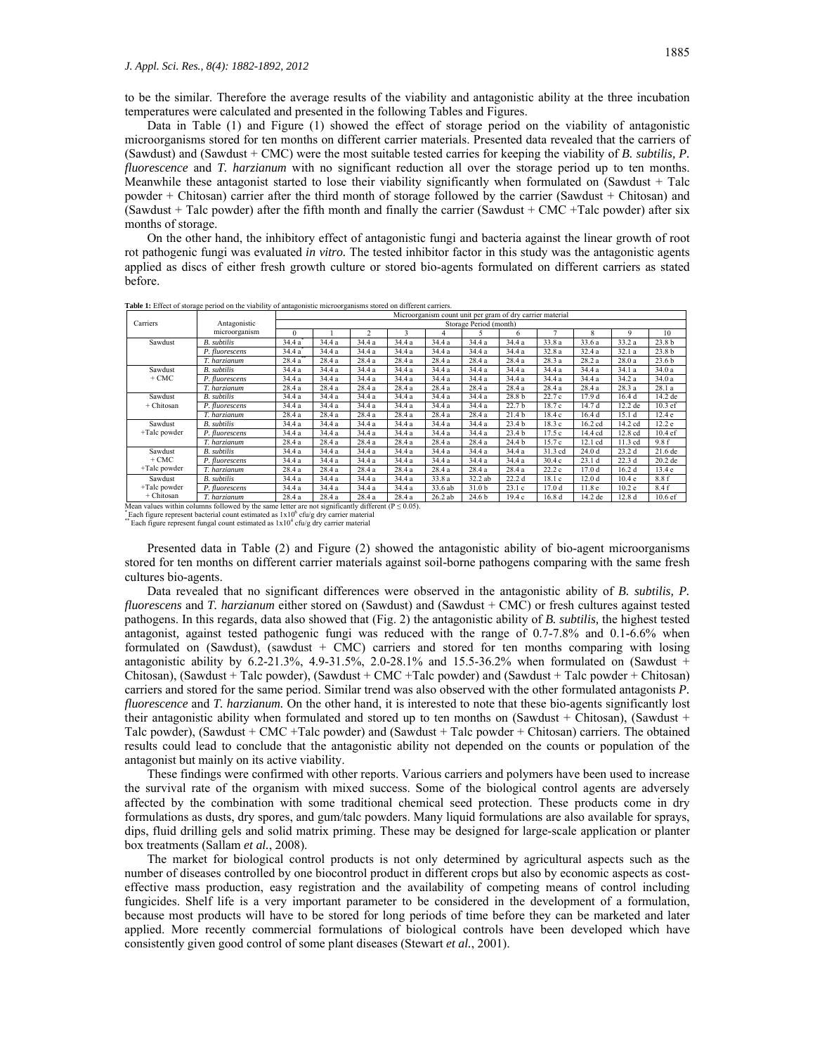to be the similar. Therefore the average results of the viability and antagonistic ability at the three incubation temperatures were calculated and presented in the following Tables and Figures.

Data in Table (1) and Figure (1) showed the effect of storage period on the viability of antagonistic microorganisms stored for ten months on different carrier materials. Presented data revealed that the carriers of (Sawdust) and (Sawdust + CMC) were the most suitable tested carries for keeping the viability of *B. subtilis, P. fluorescence* and *T. harzianum* with no significant reduction all over the storage period up to ten months. Meanwhile these antagonist started to lose their viability significantly when formulated on (Sawdust + Talc powder + Chitosan) carrier after the third month of storage followed by the carrier (Sawdust + Chitosan) and (Sawdust + Talc powder) after the fifth month and finally the carrier (Sawdust + CMC +Talc powder) after six months of storage.

On the other hand, the inhibitory effect of antagonistic fungi and bacteria against the linear growth of root rot pathogenic fungi was evaluated *in vitro.* The tested inhibitor factor in this study was the antagonistic agents applied as discs of either fresh growth culture or stored bio-agents formulated on different carriers as stated before.

**Table 1:** Effect of storage period on the viability of antagonistic microorganisms stored on different carriers.

| Carriers | Antagonistic microorganism | Microorganism count unit per gram of dry carrier material | | | | | | | | | | |
|---|---|---|---|---|---|---|---|---|---|---|---|---|
| | | Storage Period (month) | | | | | | | | | | |
| | | 0 | 1 | 2 | 3 | 4 | 5 | 6 | 7 | 8 | 9 | 10 |
| Sawdust | *B. subtilis* | 34.4 a* | 34.4 a | 34.4 a | 34.4 a | 34.4 a | 34.4 a | 34.4 a | 33.8 a | 33.6 a | 33.2 a | 23.8 b |
| | *P. fluorescens* | 34.4 a* | 34.4 a | 34.4 a | 34.4 a | 34.4 a | 34.4 a | 34.4 a | 32.8 a | 32.4 a | 32.1 a | 23.8 b |
| | *T. harzianum* | 28.4 a** | 28.4 a | 28.4 a | 28.4 a | 28.4 a | 28.4 a | 28.4 a | 28.3 a | 28.2 a | 28.0 a | 23.6 b |
| Sawdust + CMC | *B. subtilis* | 34.4 a | 34.4 a | 34.4 a | 34.4 a | 34.4 a | 34.4 a | 34.4 a | 34.4 a | 34.4 a | 34.1 a | 34.0 a |
| | *P. fluorescens* | 34.4 a | 34.4 a | 34.4 a | 34.4 a | 34.4 a | 34.4 a | 34.4 a | 34.4 a | 34.4 a | 34.2 a | 34.0 a |
| | *T. harzianum* | 28.4 a | 28.4 a | 28.4 a | 28.4 a | 28.4 a | 28.4 a | 28.4 a | 28.4 a | 28.4 a | 28.3 a | 28.1 a |
| Sawdust + Chitosan | *B. subtilis* | 34.4 a | 34.4 a | 34.4 a | 34.4 a | 34.4 a | 34.4 a | 28.8 b | 22.7 c | 17.9 d | 16.4 d | 14.2 de |
| | *P. fluorescens* | 34.4 a | 34.4 a | 34.4 a | 34.4 a | 34.4 a | 34.4 a | 22.7 b | 18.7 c | 14.7 d | 12.2 de | 10.3 ef |
| | *T. harzianum* | 28.4 a | 28.4 a | 28.4 a | 28.4 a | 28.4 a | 28.4 a | 21.4 b | 18.4 c | 16.4 d | 15.1 d | 12.4 e |
| Sawdust +Talc powder | *B. subtilis* | 34.4 a | 34.4 a | 34.4 a | 34.4 a | 34.4 a | 34.4 a | 23.4 b | 18.3 c | 16.2 cd | 14.2 cd | 12.2 e |
| | *P. fluorescens* | 34.4 a | 34.4 a | 34.4 a | 34.4 a | 34.4 a | 34.4 a | 23.4 b | 17.5 c | 14.4 cd | 12.8 cd | 10.4 ef |
| | *T. harzianum* | 28.4 a | 28.4 a | 28.4 a | 28.4 a | 28.4 a | 28.4 a | 24.4 b | 15.7 c | 12.1 cd | 11.3 cd | 9.8 f |
| Sawdust + CMC +Talc powder | *B. subtilis* | 34.4 a | 34.4 a | 34.4 a | 34.4 a | 34.4 a | 34.4 a | 34.4 a | 31.3 cd | 24.0 d | 23.2 d | 21.6 de |
| | *P. fluorescens* | 34.4 a | 34.4 a | 34.4 a | 34.4 a | 34.4 a | 34.4 a | 34.4 a | 30.4 c | 23.1 d | 22.3 d | 20.2 de |
| | *T. harzianum* | 28.4 a | 28.4 a | 28.4 a | 28.4 a | 28.4 a | 28.4 a | 28.4 a | 22.2 c | 17.0 d | 16.2 d | 13.4 e |
| Sawdust +Talc powder + Chitosan | *B. subtilis* | 34.4 a | 34.4 a | 34.4 a | 34.4 a | 33.8 a | 32.2 ab | 22.2 d | 18.1 c | 12.0 d | 10.4 e | 8.8 f |
| | *P. fluorescens* | 34.4 a | 34.4 a | 34.4 a | 34.4 a | 33.6 ab | 31.0 b | 23.1 c | 17.0 d | 11.8 e | 10.2 e | 8.4 f |
| | *T. harzianum* | 28.4 a | 28.4 a | 28.4 a | 28.4 a | 26.2 ab | 24.6 b | 19.4 c | 16.8 d | 14.2 de | 12.8 d | 10.6 ef |

Mean values within columns followed by the same letter are not significantly different ($P \leq 0.05$).
*Each figure represent bacterial count estimated as $1x10^6$ cfu/g dry carrier material
**Each figure represent fungal count estimated as $1x10^4$ cfu/g dry carrier material

Presented data in Table (2) and Figure (2) showed the antagonistic ability of bio-agent microorganisms stored for ten months on different carrier materials against soil-borne pathogens comparing with the same fresh cultures bio-agents.

Data revealed that no significant differences were observed in the antagonistic ability of *B. subtilis, P. fluorescens* and *T. harzianum* either stored on (Sawdust) and (Sawdust + CMC) or fresh cultures against tested pathogens. In this regards, data also showed that (Fig. 2) the antagonistic ability of *B. subtilis,* the highest tested antagonist*,* against tested pathogenic fungi was reduced with the range of 0.7-7.8% and 0.1-6.6% when formulated on (Sawdust), (sawdust + CMC) carriers and stored for ten months comparing with losing antagonistic ability by 6.2-21.3%, 4.9-31.5%, 2.0-28.1% and 15.5-36.2% when formulated on (Sawdust + Chitosan), (Sawdust + Talc powder), (Sawdust + CMC +Talc powder) and (Sawdust + Talc powder + Chitosan) carriers and stored for the same period. Similar trend was also observed with the other formulated antagonists *P. fluorescence* and *T. harzianum.* On the other hand, it is interested to note that these bio-agents significantly lost their antagonistic ability when formulated and stored up to ten months on (Sawdust + Chitosan), (Sawdust + Talc powder), (Sawdust + CMC +Talc powder) and (Sawdust + Talc powder + Chitosan) carriers. The obtained results could lead to conclude that the antagonistic ability not depended on the counts or population of the antagonist but mainly on its active viability.

These findings were confirmed with other reports. Various carriers and polymers have been used to increase the survival rate of the organism with mixed success. Some of the biological control agents are adversely affected by the combination with some traditional chemical seed protection. These products come in dry formulations as dusts, dry spores, and gum/talc powders. Many liquid formulations are also available for sprays, dips, fluid drilling gels and solid matrix priming. These may be designed for large-scale application or planter box treatments (Sallam *et al.*, 2008).

The market for biological control products is not only determined by agricultural aspects such as the number of diseases controlled by one biocontrol product in different crops but also by economic aspects as cost-effective mass production, easy registration and the availability of competing means of control including fungicides. Shelf life is a very important parameter to be considered in the development of a formulation, because most products will have to be stored for long periods of time before they can be marketed and later applied. More recently commercial formulations of biological controls have been developed which have consistently given good control of some plant diseases (Stewart *et al.*, 2001).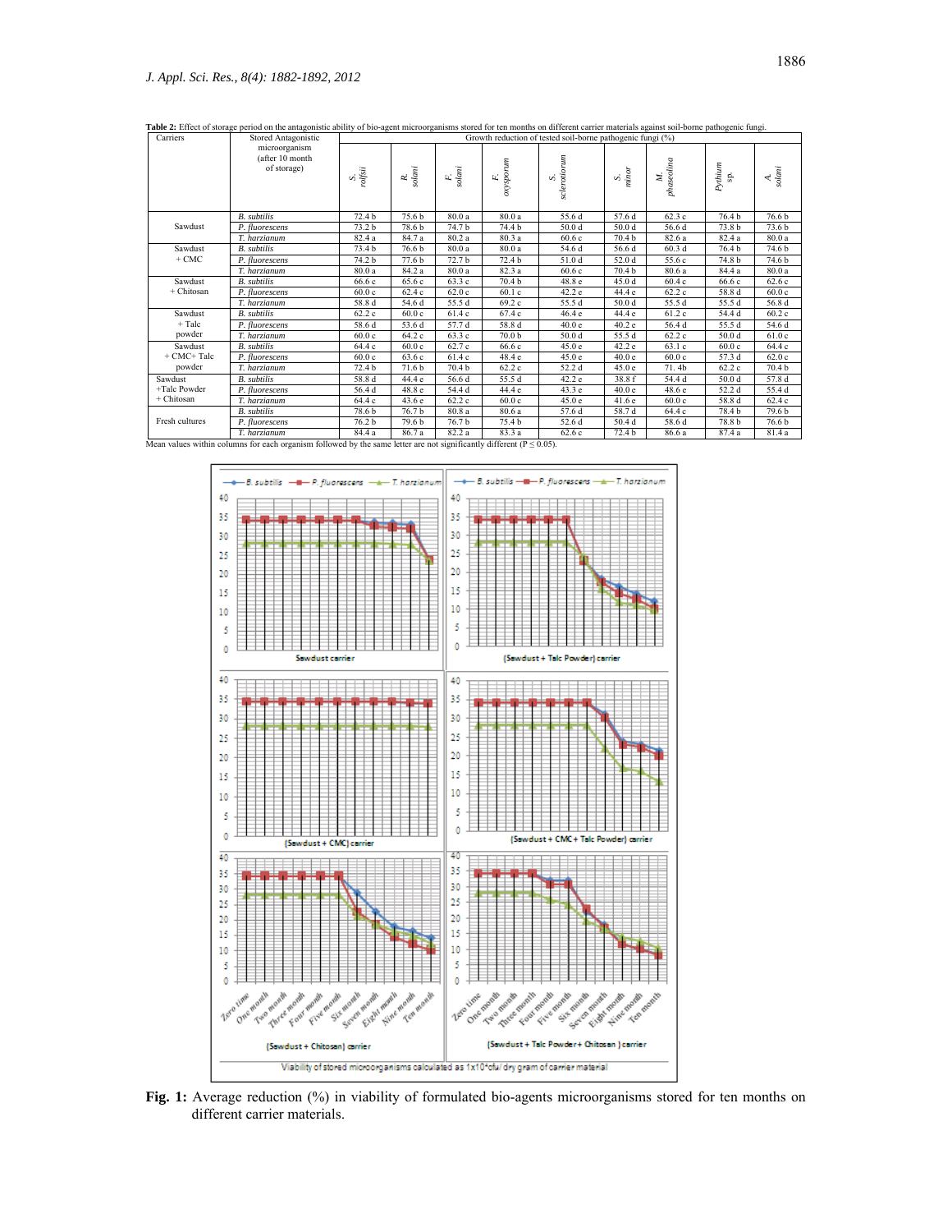**Table 2:** Effect of storage period on the antagonistic ability of bio-agent microorganisms stored for ten months on different carrier materials against soil-borne pathogenic fungi.

| Carriers | Stored Antagonistic microorganism (after 10 month of storage) | Growth reduction of tested soil-borne pathogenic fungi (%) | | | | | | | | |
|---|---|---|---|---|---|---|---|---|---|---|
| | | *S. rolfsii* | *R. solani* | *F. solani* | *F. oxysporum* | *S. sclerotiorum* | *S. minor* | *M. phaseolina* | *Pythium* sp. | *A. solani* |
| Sawdust | *B. subtilis* | 72.4 b | 75.6 b | 80.0 a | 80.0 a | 55.6 d | 57.6 d | 62.3 c | 76.4 b | 76.6 b |
| | *P. fluorescens* | 73.2 b | 78.6 b | 74.7 b | 74.4 b | 50.0 d | 50.0 d | 56.6 d | 73.8 b | 73.6 b |
| | *T. harzianum* | 82.4 a | 84.7 a | 80.2 a | 80.3 a | 60.6 c | 70.4 b | 82.6 a | 82.4 a | 80.0 a |
| Sawdust + CMC | *B. subtilis* | 73.4 b | 76.6 b | 80.0 a | 80.0 a | 54.6 d | 56.6 d | 60.3 d | 76.4 b | 74.6 b |
| | *P. fluorescens* | 74.2 b | 77.6 b | 72.7 b | 72.4 b | 51.0 d | 52.0 d | 55.6 c | 74.8 b | 74.6 b |
| | *T. harzianum* | 80.0 a | 84.2 a | 80.0 a | 82.3 a | 60.6 c | 70.4 b | 80.6 a | 84.4 a | 80.0 a |
| Sawdust + Chitosan | *B. subtilis* | 66.6 c | 65.6 c | 63.3 c | 70.4 b | 48.8 e | 45.0 d | 60.4 c | 66.6 c | 62.6 c |
| | *P. fluorescens* | 60.0 c | 62.4 c | 62.0 c | 60.1 c | 42.2 e | 44.4 e | 62.2 c | 58.8 d | 60.0 c |
| | *T. harzianum* | 58.8 d | 54.6 d | 55.5 d | 69.2 c | 55.5 d | 50.0 d | 55.5 d | 55.5 d | 56.8 d |
| Sawdust + Talc powder | *B. subtilis* | 62.2 c | 60.0 c | 61.4 c | 67.4 c | 46.4 e | 44.4 e | 61.2 c | 54.4 d | 60.2 c |
| | *P. fluorescens* | 58.6 d | 53.6 d | 57.7 d | 58.8 d | 40.0 e | 40.2 e | 56.4 d | 55.5 d | 54.6 d |
| | *T. harzianum* | 60.0 c | 64.2 c | 63.3 c | 70.0 b | 50.0 d | 55.5 d | 62.2 c | 50.0 d | 61.0 c |
| Sawdust + CMC+ Talc powder | *B. subtilis* | 64.4 c | 60.0 c | 62.7 c | 66.6 c | 45.0 e | 42.2 e | 63.1 c | 60.0 c | 64.4 c |
| | *P. fluorescens* | 60.0 c | 63.6 c | 61.4 c | 48.4 e | 45.0 e | 40.0 e | 60.0 c | 57.3 d | 62.0 c |
| | *T. harzianum* | 72.4 b | 71.6 b | 70.4 b | 62.2 c | 52.2 d | 45.0 e | 71. 4b | 62.2 c | 70.4 b |
| Sawdust +Talc Powder + Chitosan | *B. subtilis* | 58.8 d | 44.4 e | 56.6 d | 55.5 d | 42.2 e | 38.8 f | 54.4 d | 50.0 d | 57.8 d |
| | *P. fluorescens* | 56.4 d | 48.8 e | 54.4 d | 44.4 e | 43.3 e | 40.0 e | 48.6 e | 52.2 d | 55.4 d |
| | *T. harzianum* | 64.4 c | 43.6 e | 62.2 c | 60.0 c | 45.0 e | 41.6 e | 60.0 c | 58.8 d | 62.4 c |
| Fresh cultures | *B. subtilis* | 78.6 b | 76.7 b | 80.8 a | 80.6 a | 57.6 d | 58.7 d | 64.4 c | 78.4 b | 79.6 b |
| | *P. fluorescens* | 76.2 b | 79.6 b | 76.7 b | 75.4 b | 52.6 d | 50.4 d | 58.6 d | 78.8 b | 76.6 b |
| | *T. harzianum* | 84.4 a | 86.7 a | 82.2 a | 83.3 a | 62.6 c | 72.4 b | 86.6 a | 87.4 a | 81.4 a |

Mean values within columns for each organism followed by the same letter are not significantly different ($P \leq 0.05$).

**Fig. 1:** Average reduction (%) in viability of formulated bio-agents microorganisms stored for ten months on different carrier materials.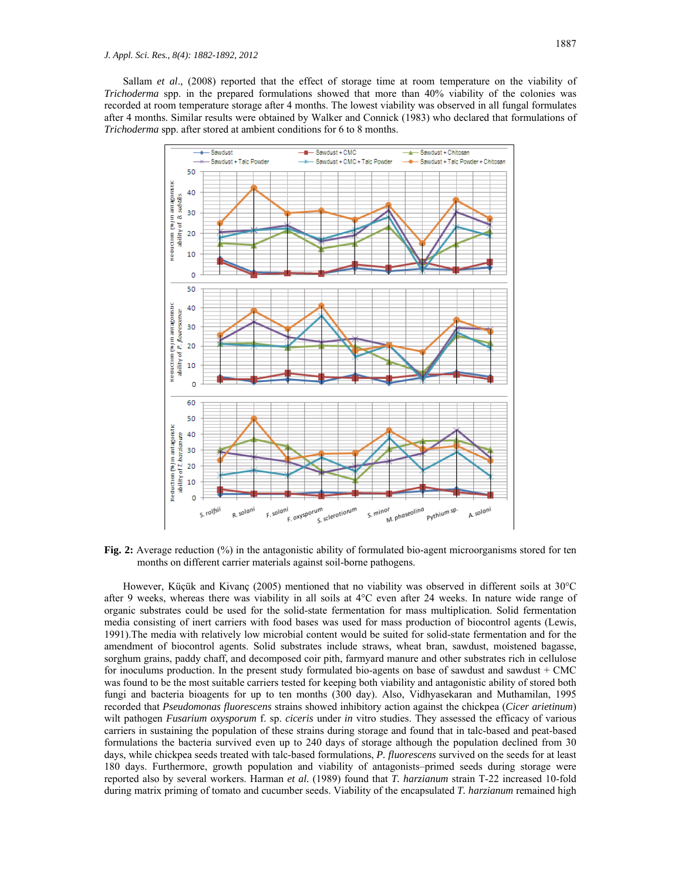Sallam *et al*., (2008) reported that the effect of storage time at room temperature on the viability of *Trichoderma* spp. in the prepared formulations showed that more than 40% viability of the colonies was recorded at room temperature storage after 4 months. The lowest viability was observed in all fungal formulates after 4 months. Similar results were obtained by Walker and Connick (1983) who declared that formulations of *Trichoderma* spp. after stored at ambient conditions for 6 to 8 months.

**Fig. 2:** Average reduction (%) in the antagonistic ability of formulated bio-agent microorganisms stored for ten months on different carrier materials against soil-borne pathogens.

However, Küçük and Kivanç (2005) mentioned that no viability was observed in different soils at 30°C after 9 weeks, whereas there was viability in all soils at 4°C even after 24 weeks. In nature wide range of organic substrates could be used for the solid-state fermentation for mass multiplication. Solid fermentation media consisting of inert carriers with food bases was used for mass production of biocontrol agents (Lewis, 1991).The media with relatively low microbial content would be suited for solid-state fermentation and for the amendment of biocontrol agents. Solid substrates include straws, wheat bran, sawdust, moistened bagasse, sorghum grains, paddy chaff, and decomposed coir pith, farmyard manure and other substrates rich in cellulose for inoculums production. In the present study formulated bio-agents on base of sawdust and sawdust + CMC was found to be the most suitable carriers tested for keeping both viability and antagonistic ability of stored both fungi and bacteria bioagents for up to ten months (300 day). Also, Vidhyasekaran and Muthamilan, 1995 recorded that *Pseudomonas fluorescens* strains showed inhibitory action against the chickpea (*Cicer arietinum*) wilt pathogen *Fusarium oxysporum* f. sp. *ciceris* under *in* vitro studies. They assessed the efficacy of various carriers in sustaining the population of these strains during storage and found that in talc-based and peat-based formulations the bacteria survived even up to 240 days of storage although the population declined from 30 days, while chickpea seeds treated with talc-based formulations, *P. fluorescens* survived on the seeds for at least 180 days. Furthermore, growth population and viability of antagonists–primed seeds during storage were reported also by several workers. Harman *et al.* (1989) found that *T. harzianum* strain T-22 increased 10-fold during matrix priming of tomato and cucumber seeds. Viability of the encapsulated *T. harzianum* remained high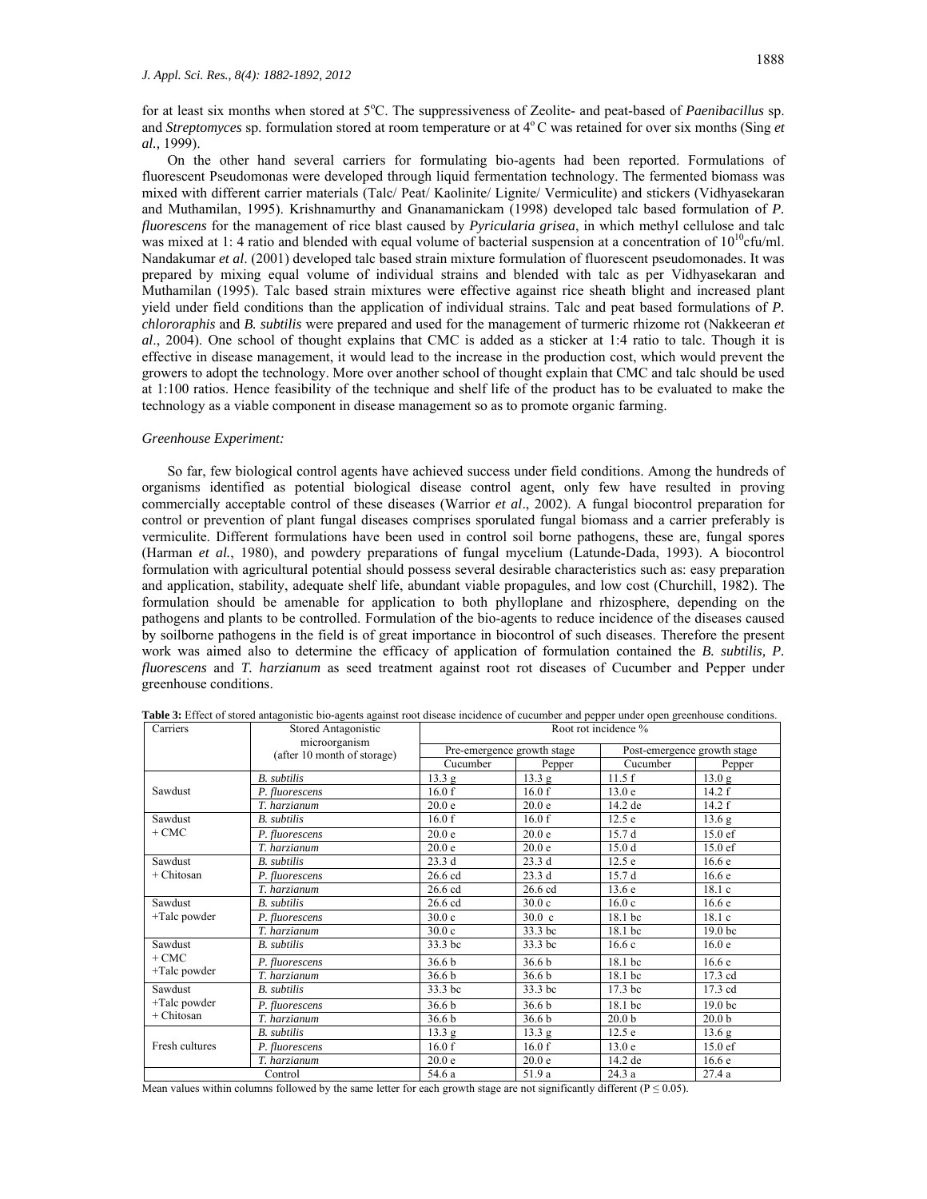for at least six months when stored at 5°C. The suppressiveness of Zeolite- and peat-based of *Paenibacillus* sp. and *Streptomyces* sp. formulation stored at room temperature or at 4° C was retained for over six months (Sing *et al.,* 1999).

On the other hand several carriers for formulating bio-agents had been reported. Formulations of fluorescent Pseudomonas were developed through liquid fermentation technology. The fermented biomass was mixed with different carrier materials (Talc/ Peat/ Kaolinite/ Lignite/ Vermiculite) and stickers (Vidhyasekaran and Muthamilan, 1995). Krishnamurthy and Gnanamanickam (1998) developed talc based formulation of *P. fluorescens* for the management of rice blast caused by *Pyricularia grisea*, in which methyl cellulose and talc was mixed at 1: 4 ratio and blended with equal volume of bacterial suspension at a concentration of $10^{10}$cfu/ml. Nandakumar *et al*. (2001) developed talc based strain mixture formulation of fluorescent pseudomonades. It was prepared by mixing equal volume of individual strains and blended with talc as per Vidhyasekaran and Muthamilan (1995). Talc based strain mixtures were effective against rice sheath blight and increased plant yield under field conditions than the application of individual strains. Talc and peat based formulations of *P. chlororaphis* and *B. subtilis* were prepared and used for the management of turmeric rhizome rot (Nakkeeran *et al*., 2004). One school of thought explains that CMC is added as a sticker at 1:4 ratio to talc. Though it is effective in disease management, it would lead to the increase in the production cost, which would prevent the growers to adopt the technology. More over another school of thought explain that CMC and talc should be used at 1:100 ratios. Hence feasibility of the technique and shelf life of the product has to be evaluated to make the technology as a viable component in disease management so as to promote organic farming.

*Greenhouse Experiment:*

So far, few biological control agents have achieved success under field conditions. Among the hundreds of organisms identified as potential biological disease control agent, only few have resulted in proving commercially acceptable control of these diseases (Warrior *et al*., 2002). A fungal biocontrol preparation for control or prevention of plant fungal diseases comprises sporulated fungal biomass and a carrier preferably is vermiculite. Different formulations have been used in control soil borne pathogens, these are, fungal spores (Harman *et al.*, 1980), and powdery preparations of fungal mycelium (Latunde-Dada, 1993). A biocontrol formulation with agricultural potential should possess several desirable characteristics such as: easy preparation and application, stability, adequate shelf life, abundant viable propagules, and low cost (Churchill, 1982). The formulation should be amenable for application to both phylloplane and rhizosphere, depending on the pathogens and plants to be controlled. Formulation of the bio-agents to reduce incidence of the diseases caused by soilborne pathogens in the field is of great importance in biocontrol of such diseases. Therefore the present work was aimed also to determine the efficacy of application of formulation contained the *B. subtilis, P. fluorescens* and *T. harzianum* as seed treatment against root rot diseases of Cucumber and Pepper under greenhouse conditions.

**Table 3:** Effect of stored antagonistic bio-agents against root disease incidence of cucumber and pepper under open greenhouse conditions.

| Carriers | Stored Antagonistic microorganism (after 10 month of storage) | Root rot incidence % | | | |
|---|---|---|---|---|---|
| | | Pre-emergence growth stage | | Post-emergence growth stage | |
| | | Cucumber | Pepper | Cucumber | Pepper |
| Sawdust | *B. subtilis* | 13.3 g | 13.3 g | 11.5 f | 13.0 g |
| | *P. fluorescens* | 16.0 f | 16.0 f | 13.0 e | 14.2 f |
| | *T. harzianum* | 20.0 e | 20.0 e | 14.2 de | 14.2 f |
| Sawdust + CMC | *B. subtilis* | 16.0 f | 16.0 f | 12.5 e | 13.6 g |
| | *P. fluorescens* | 20.0 e | 20.0 e | 15.7 d | 15.0 ef |
| | *T. harzianum* | 20.0 e | 20.0 e | 15.0 d | 15.0 ef |
| Sawdust + Chitosan | *B. subtilis* | 23.3 d | 23.3 d | 12.5 e | 16.6 e |
| | *P. fluorescens* | 26.6 cd | 23.3 d | 15.7 d | 16.6 e |
| | *T. harzianum* | 26.6 cd | 26.6 cd | 13.6 e | 18.1 c |
| Sawdust +Talc powder | *B. subtilis* | 26.6 cd | 30.0 c | 16.0 c | 16.6 e |
| | *P. fluorescens* | 30.0 c | 30.0 c | 18.1 bc | 18.1 c |
| | *T. harzianum* | 30.0 c | 33.3 bc | 18.1 bc | 19.0 bc |
| Sawdust + CMC +Talc powder | *B. subtilis* | 33.3 bc | 33.3 bc | 16.6 c | 16.0 e |
| | *P. fluorescens* | 36.6 b | 36.6 b | 18.1 bc | 16.6 e |
| | *T. harzianum* | 36.6 b | 36.6 b | 18.1 bc | 17.3 cd |
| Sawdust +Talc powder + Chitosan | *B. subtilis* | 33.3 bc | 33.3 bc | 17.3 bc | 17.3 cd |
| | *P. fluorescens* | 36.6 b | 36.6 b | 18.1 bc | 19.0 bc |
| | *T. harzianum* | 36.6 b | 36.6 b | 20.0 b | 20.0 b |
| Fresh cultures | *B. subtilis* | 13.3 g | 13.3 g | 12.5 e | 13.6 g |
| | *P. fluorescens* | 16.0 f | 16.0 f | 13.0 e | 15.0 ef |
| | *T. harzianum* | 20.0 e | 20.0 e | 14.2 de | 16.6 e |
| Control | | 54.6 a | 51.9 a | 24.3 a | 27.4 a |

Mean values within columns followed by the same letter for each growth stage are not significantly different ($P \leq 0.05$).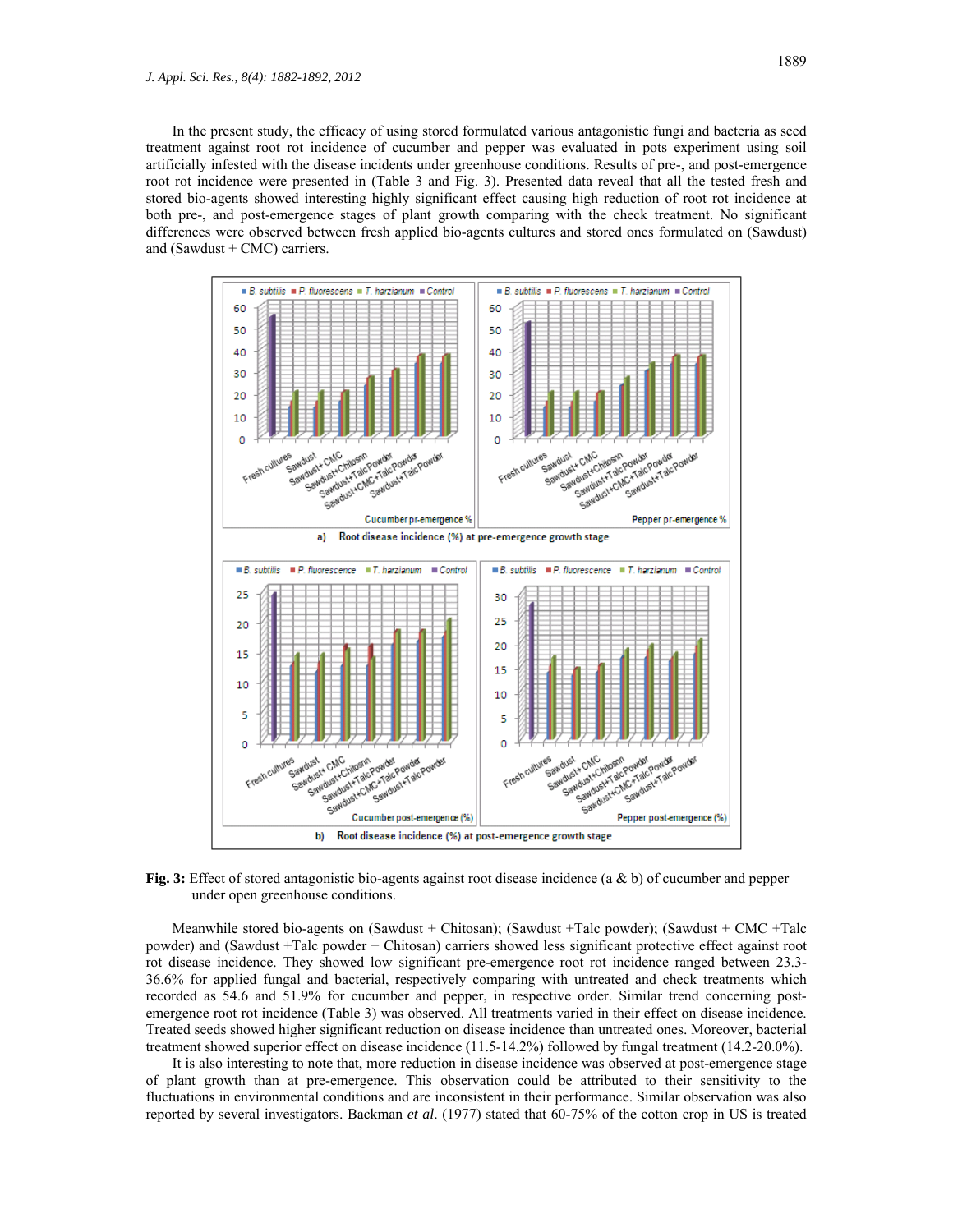In the present study, the efficacy of using stored formulated various antagonistic fungi and bacteria as seed treatment against root rot incidence of cucumber and pepper was evaluated in pots experiment using soil artificially infested with the disease incidents under greenhouse conditions. Results of pre-, and post-emergence root rot incidence were presented in (Table 3 and Fig. 3). Presented data reveal that all the tested fresh and stored bio-agents showed interesting highly significant effect causing high reduction of root rot incidence at both pre-, and post-emergence stages of plant growth comparing with the check treatment. No significant differences were observed between fresh applied bio-agents cultures and stored ones formulated on (Sawdust) and (Sawdust + CMC) carriers.

**Fig. 3:** Effect of stored antagonistic bio-agents against root disease incidence (a & b) of cucumber and pepper under open greenhouse conditions.

Meanwhile stored bio-agents on (Sawdust + Chitosan); (Sawdust +Talc powder); (Sawdust + CMC +Talc powder) and (Sawdust +Talc powder + Chitosan) carriers showed less significant protective effect against root rot disease incidence. They showed low significant pre-emergence root rot incidence ranged between 23.3-36.6% for applied fungal and bacterial, respectively comparing with untreated and check treatments which recorded as 54.6 and 51.9% for cucumber and pepper, in respective order. Similar trend concerning post-emergence root rot incidence (Table 3) was observed. All treatments varied in their effect on disease incidence. Treated seeds showed higher significant reduction on disease incidence than untreated ones. Moreover, bacterial treatment showed superior effect on disease incidence (11.5-14.2%) followed by fungal treatment (14.2-20.0%).

It is also interesting to note that, more reduction in disease incidence was observed at post-emergence stage of plant growth than at pre-emergence. This observation could be attributed to their sensitivity to the fluctuations in environmental conditions and are inconsistent in their performance. Similar observation was also reported by several investigators. Backman *et al*. (1977) stated that 60-75% of the cotton crop in US is treated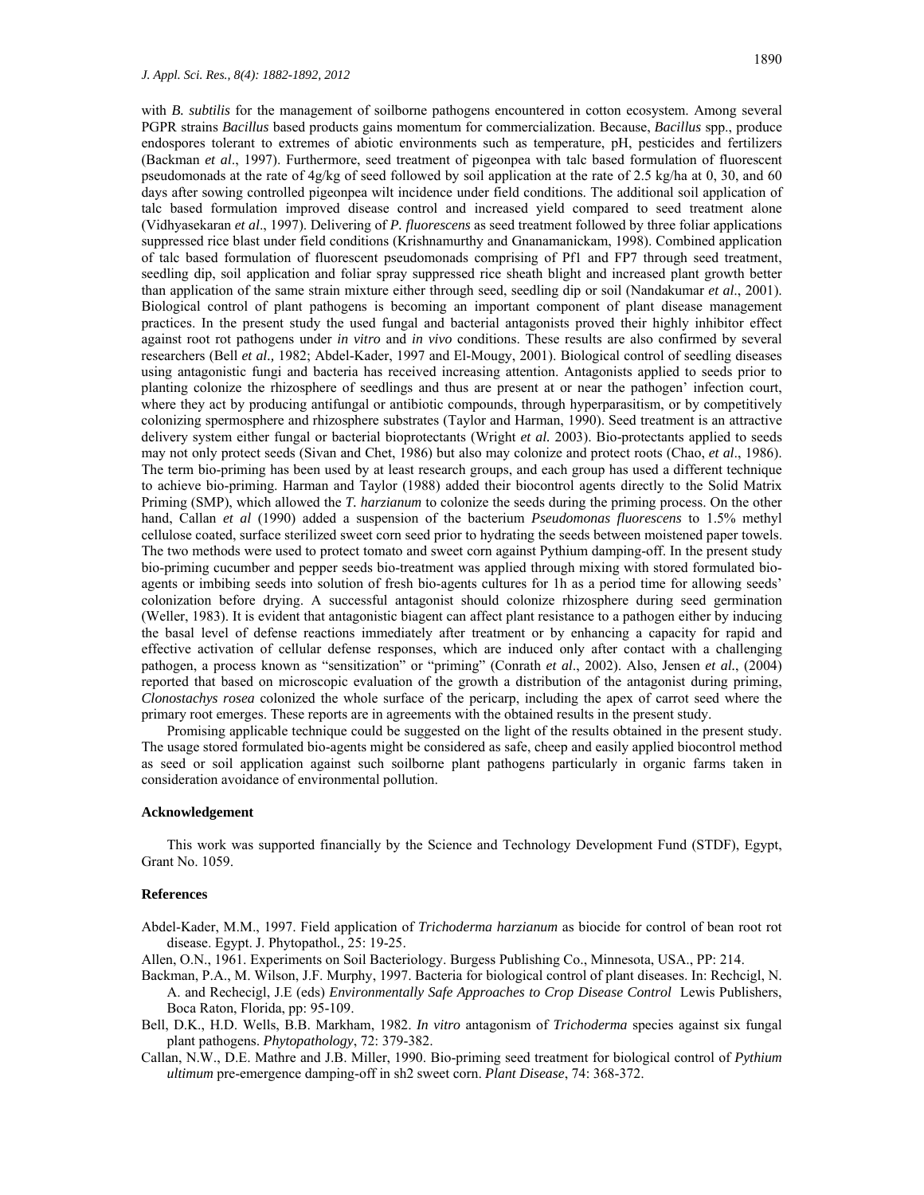with *B. subtilis* for the management of soilborne pathogens encountered in cotton ecosystem. Among several PGPR strains *Bacillus* based products gains momentum for commercialization. Because, *Bacillus* spp., produce endospores tolerant to extremes of abiotic environments such as temperature, pH, pesticides and fertilizers (Backman *et al*., 1997). Furthermore, seed treatment of pigeonpea with talc based formulation of fluorescent pseudomonads at the rate of 4g/kg of seed followed by soil application at the rate of 2.5 kg/ha at 0, 30, and 60 days after sowing controlled pigeonpea wilt incidence under field conditions. The additional soil application of talc based formulation improved disease control and increased yield compared to seed treatment alone (Vidhyasekaran *et al*., 1997). Delivering of *P. fluorescens* as seed treatment followed by three foliar applications suppressed rice blast under field conditions (Krishnamurthy and Gnanamanickam, 1998). Combined application of talc based formulation of fluorescent pseudomonads comprising of Pf1 and FP7 through seed treatment, seedling dip, soil application and foliar spray suppressed rice sheath blight and increased plant growth better than application of the same strain mixture either through seed, seedling dip or soil (Nandakumar *et al*., 2001). Biological control of plant pathogens is becoming an important component of plant disease management practices. In the present study the used fungal and bacterial antagonists proved their highly inhibitor effect against root rot pathogens under *in vitro* and *in vivo* conditions. These results are also confirmed by several researchers (Bell *et al.,* 1982; Abdel-Kader, 1997 and El-Mougy, 2001). Biological control of seedling diseases using antagonistic fungi and bacteria has received increasing attention. Antagonists applied to seeds prior to planting colonize the rhizosphere of seedlings and thus are present at or near the pathogen' infection court, where they act by producing antifungal or antibiotic compounds, through hyperparasitism, or by competitively colonizing spermosphere and rhizosphere substrates (Taylor and Harman, 1990). Seed treatment is an attractive delivery system either fungal or bacterial bioprotectants (Wright *et al.* 2003). Bio-protectants applied to seeds may not only protect seeds (Sivan and Chet, 1986) but also may colonize and protect roots (Chao, *et al*., 1986). The term bio-priming has been used by at least research groups, and each group has used a different technique to achieve bio-priming. Harman and Taylor (1988) added their biocontrol agents directly to the Solid Matrix Priming (SMP), which allowed the *T. harzianum* to colonize the seeds during the priming process. On the other hand, Callan *et al* (1990) added a suspension of the bacterium *Pseudomonas fluorescens* to 1.5% methyl cellulose coated, surface sterilized sweet corn seed prior to hydrating the seeds between moistened paper towels. The two methods were used to protect tomato and sweet corn against Pythium damping-off. In the present study bio-priming cucumber and pepper seeds bio-treatment was applied through mixing with stored formulated bio-agents or imbibing seeds into solution of fresh bio-agents cultures for 1h as a period time for allowing seeds' colonization before drying. A successful antagonist should colonize rhizosphere during seed germination (Weller, 1983). It is evident that antagonistic biagent can affect plant resistance to a pathogen either by inducing the basal level of defense reactions immediately after treatment or by enhancing a capacity for rapid and effective activation of cellular defense responses, which are induced only after contact with a challenging pathogen, a process known as "sensitization" or "priming" (Conrath *et al*., 2002). Also, Jensen *et al*., (2004) reported that based on microscopic evaluation of the growth a distribution of the antagonist during priming, *Clonostachys rosea* colonized the whole surface of the pericarp, including the apex of carrot seed where the primary root emerges. These reports are in agreements with the obtained results in the present study.

Promising applicable technique could be suggested on the light of the results obtained in the present study. The usage stored formulated bio-agents might be considered as safe, cheep and easily applied biocontrol method as seed or soil application against such soilborne plant pathogens particularly in organic farms taken in consideration avoidance of environmental pollution.

#### Acknowledgement

This work was supported financially by the Science and Technology Development Fund (STDF), Egypt, Grant No. 1059.

#### References

Abdel-Kader, M.M., 1997. Field application of *Trichoderma harzianum* as biocide for control of bean root rot disease. Egypt. J. Phytopathol*.,* 25: 19-25.

Allen, O.N., 1961. Experiments on Soil Bacteriology. Burgess Publishing Co., Minnesota, USA., PP: 214.

Backman, P.A., M. Wilson, J.F. Murphy, 1997. Bacteria for biological control of plant diseases. In: Rechcigl, N. A. and Rechecigl, J.E (eds) *Environmentally Safe Approaches to Crop Disease Control* Lewis Publishers, Boca Raton, Florida, pp: 95-109.

Bell, D.K., H.D. Wells, B.B. Markham, 1982. *In vitro* antagonism of *Trichoderma* species against six fungal plant pathogens. *Phytopathology*, 72: 379-382.

Callan, N.W., D.E. Mathre and J.B. Miller, 1990. Bio-priming seed treatment for biological control of *Pythium ultimum* pre-emergence damping-off in sh2 sweet corn. *Plant Disease*, 74: 368-372.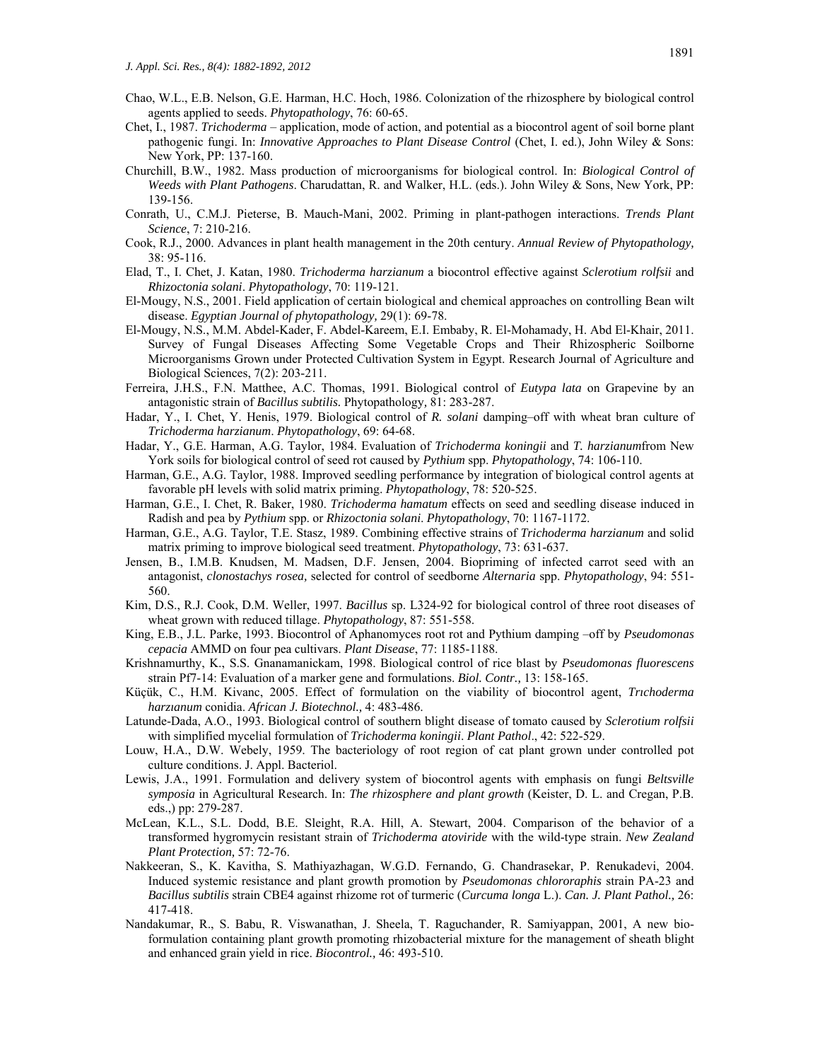Chao, W.L., E.B. Nelson, G.E. Harman, H.C. Hoch, 1986. Colonization of the rhizosphere by biological control agents applied to seeds. *Phytopathology*, 76: 60-65.

Chet, I., 1987. *Trichoderma* – application, mode of action, and potential as a biocontrol agent of soil borne plant pathogenic fungi. In: *Innovative Approaches to Plant Disease Control* (Chet, I. ed.), John Wiley & Sons: New York, PP: 137-160.

Churchill, B.W., 1982. Mass production of microorganisms for biological control. In: *Biological Control of Weeds with Plant Pathogens*. Charudattan, R. and Walker, H.L. (eds.). John Wiley & Sons, New York, PP: 139-156.

Conrath, U., C.M.J. Pieterse, B. Mauch-Mani, 2002. Priming in plant-pathogen interactions. *Trends Plant Science*, 7: 210-216.

Cook, R.J., 2000. Advances in plant health management in the 20th century. *Annual Review of Phytopathology,* 38: 95-116.

Elad, T., I. Chet, J. Katan, 1980. *Trichoderma harzianum* a biocontrol effective against *Sclerotium rolfsii* and *Rhizoctonia solani*. *Phytopathology*, 70: 119-121.

El-Mougy, N.S., 2001. Field application of certain biological and chemical approaches on controlling Bean wilt disease. *Egyptian Journal of phytopathology,* 29(1): 69-78.

El-Mougy, N.S., M.M. Abdel-Kader, F. Abdel-Kareem, E.I. Embaby, R. El-Mohamady, H. Abd El-Khair, 2011. Survey of Fungal Diseases Affecting Some Vegetable Crops and Their Rhizospheric Soilborne Microorganisms Grown under Protected Cultivation System in Egypt. Research Journal of Agriculture and Biological Sciences, 7(2): 203-211.

Ferreira, J.H.S., F.N. Matthee, A.C. Thomas, 1991. Biological control of *Eutypa lata* on Grapevine by an antagonistic strain of *Bacillus subtilis.* Phytopathology*,* 81: 283-287.

Hadar, Y., I. Chet, Y. Henis, 1979. Biological control of *R. solani* damping–off with wheat bran culture of *Trichoderma harzianum*. *Phytopathology*, 69: 64-68.

Hadar, Y., G.E. Harman, A.G. Taylor, 1984. Evaluation of *Trichoderma koningii* and *T. harzianum*from New York soils for biological control of seed rot caused by *Pythium* spp. *Phytopathology*, 74: 106-110.

Harman, G.E., A.G. Taylor, 1988. Improved seedling performance by integration of biological control agents at favorable pH levels with solid matrix priming. *Phytopathology*, 78: 520-525.

Harman, G.E., I. Chet, R. Baker, 1980. *Trichoderma hamatum* effects on seed and seedling disease induced in Radish and pea by *Pythium* spp. or *Rhizoctonia solani*. *Phytopathology*, 70: 1167-1172.

Harman, G.E., A.G. Taylor, T.E. Stasz, 1989. Combining effective strains of *Trichoderma harzianum* and solid matrix priming to improve biological seed treatment. *Phytopathology*, 73: 631-637.

Jensen, B., I.M.B. Knudsen, M. Madsen, D.F. Jensen, 2004. Biopriming of infected carrot seed with an antagonist, *clonostachys rosea,* selected for control of seedborne *Alternaria* spp. *Phytopathology*, 94: 551-560.

Kim, D.S., R.J. Cook, D.M. Weller, 1997. *Bacillus* sp. L324-92 for biological control of three root diseases of wheat grown with reduced tillage. *Phytopathology*, 87: 551-558.

King, E.B., J.L. Parke, 1993. Biocontrol of Aphanomyces root rot and Pythium damping –off by *Pseudomonas cepacia* AMMD on four pea cultivars. *Plant Disease*, 77: 1185-1188.

Krishnamurthy, K., S.S. Gnanamanickam, 1998. Biological control of rice blast by *Pseudomonas fluorescens* strain Pf7-14: Evaluation of a marker gene and formulations. *Biol. Contr.,* 13: 158-165.

Küçük, C., H.M. Kivanc, 2005. Effect of formulation on the viability of biocontrol agent, *Trıchoderma harzıanum* conidia. *African J. Biotechnol.,* 4: 483-486.

Latunde-Dada, A.O., 1993. Biological control of southern blight disease of tomato caused by *Sclerotium rolfsii* with simplified mycelial formulation of *Trichoderma koningii*. *Plant Pathol*., 42: 522-529.

Louw, H.A., D.W. Webely, 1959. The bacteriology of root region of cat plant grown under controlled pot culture conditions. J. Appl. Bacteriol.

Lewis, J.A., 1991. Formulation and delivery system of biocontrol agents with emphasis on fungi *Beltsville symposia* in Agricultural Research. In: *The rhizosphere and plant growth* (Keister, D. L. and Cregan, P.B. eds.,) pp: 279-287.

McLean, K.L., S.L. Dodd, B.E. Sleight, R.A. Hill, A. Stewart, 2004. Comparison of the behavior of a transformed hygromycin resistant strain of *Trichoderma atoviride* with the wild-type strain. *New Zealand Plant Protection,* 57: 72-76.

Nakkeeran, S., K. Kavitha, S. Mathiyazhagan, W.G.D. Fernando, G. Chandrasekar, P. Renukadevi, 2004. Induced systemic resistance and plant growth promotion by *Pseudomonas chlororaphis* strain PA-23 and *Bacillus subtilis* strain CBE4 against rhizome rot of turmeric (*Curcuma longa* L.). *Can. J. Plant Pathol.,* 26: 417-418.

Nandakumar, R., S. Babu, R. Viswanathan, J. Sheela, T. Raguchander, R. Samiyappan, 2001, A new bio-formulation containing plant growth promoting rhizobacterial mixture for the management of sheath blight and enhanced grain yield in rice. *Biocontrol.,* 46: 493-510.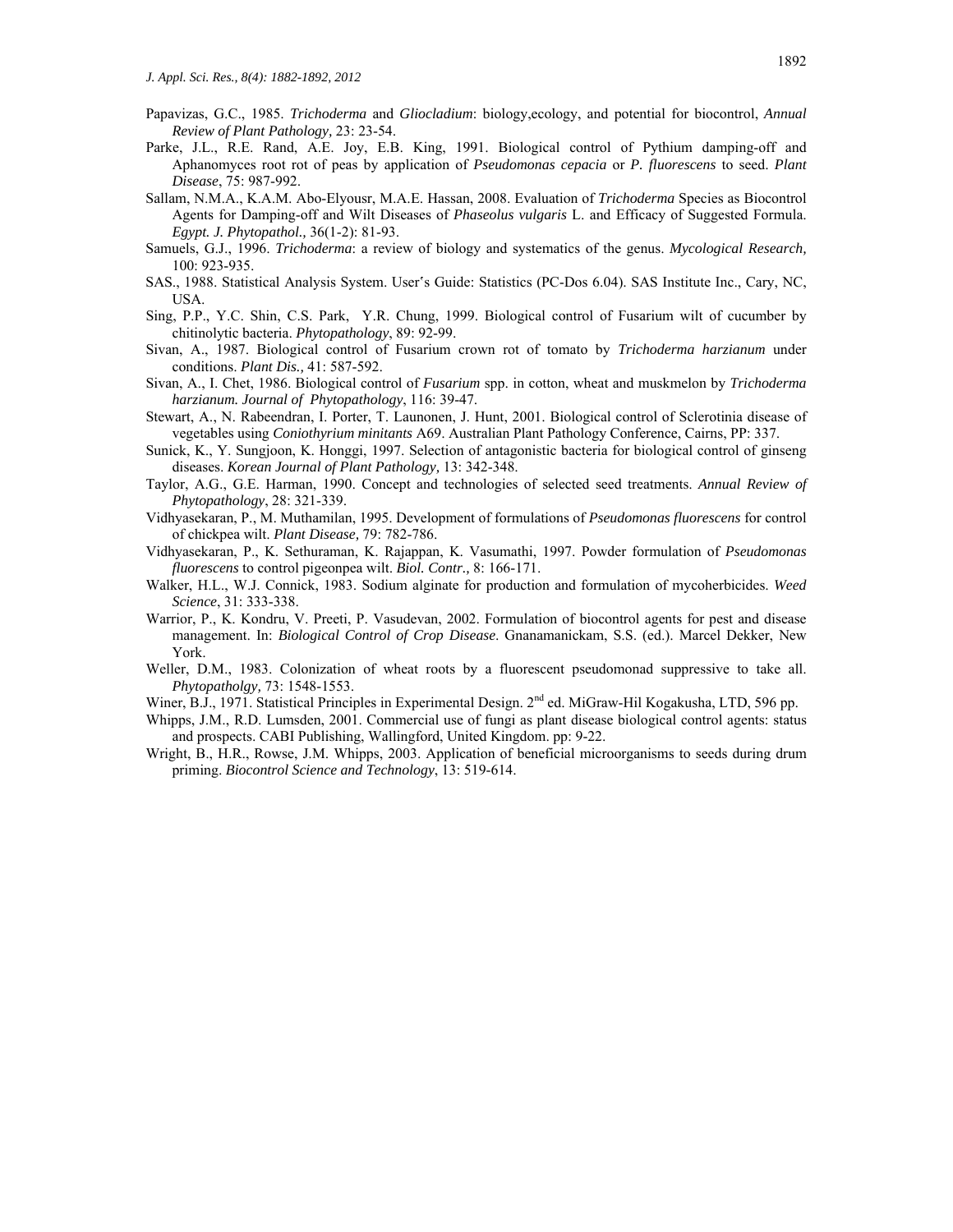Papavizas, G.C., 1985. *Trichoderma* and *Gliocladium*: biology,ecology, and potential for biocontrol, *Annual Review of Plant Pathology,* 23: 23-54.

Parke, J.L., R.E. Rand, A.E. Joy, E.B. King, 1991. Biological control of Pythium damping-off and Aphanomyces root rot of peas by application of *Pseudomonas cepacia* or *P. fluorescens* to seed. *Plant Disease*, 75: 987-992.

Sallam, N.M.A., K.A.M. Abo-Elyousr, M.A.E. Hassan, 2008. Evaluation of *Trichoderma* Species as Biocontrol Agents for Damping-off and Wilt Diseases of *Phaseolus vulgaris* L. and Efficacy of Suggested Formula. *Egypt. J. Phytopathol.,* 36(1-2): 81-93.

Samuels, G.J., 1996. *Trichoderma*: a review of biology and systematics of the genus. *Mycological Research,* 100: 923-935.

SAS., 1988. Statistical Analysis System. User's Guide: Statistics (PC-Dos 6.04). SAS Institute Inc., Cary, NC, USA.

Sing, P.P., Y.C. Shin, C.S. Park, Y.R. Chung, 1999. Biological control of Fusarium wilt of cucumber by chitinolytic bacteria. *Phytopathology*, 89: 92-99.

Sivan, A., 1987. Biological control of Fusarium crown rot of tomato by *Trichoderma harzianum* under conditions. *Plant Dis.,* 41: 587-592.

Sivan, A., I. Chet, 1986. Biological control of *Fusarium* spp. in cotton, wheat and muskmelon by *Trichoderma harzianum. Journal of Phytopathology*, 116: 39-47.

Stewart, A., N. Rabeendran, I. Porter, T. Launonen, J. Hunt, 2001. Biological control of Sclerotinia disease of vegetables using *Coniothyrium minitants* A69. Australian Plant Pathology Conference, Cairns, PP: 337.

Sunick, K., Y. Sungjoon, K. Honggi, 1997. Selection of antagonistic bacteria for biological control of ginseng diseases. *Korean Journal of Plant Pathology,* 13: 342-348.

Taylor, A.G., G.E. Harman, 1990. Concept and technologies of selected seed treatments. *Annual Review of Phytopathology*, 28: 321-339.

Vidhyasekaran, P., M. Muthamilan, 1995. Development of formulations of *Pseudomonas fluorescens* for control of chickpea wilt. *Plant Disease,* 79: 782-786.

Vidhyasekaran, P., K. Sethuraman, K. Rajappan, K. Vasumathi, 1997. Powder formulation of *Pseudomonas fluorescens* to control pigeonpea wilt. *Biol. Contr.,* 8: 166-171.

Walker, H.L., W.J. Connick, 1983. Sodium alginate for production and formulation of mycoherbicides. *Weed Science*, 31: 333-338.

Warrior, P., K. Kondru, V. Preeti, P. Vasudevan, 2002. Formulation of biocontrol agents for pest and disease management. In: *Biological Control of Crop Disease.* Gnanamanickam, S.S. (ed.). Marcel Dekker, New York.

Weller, D.M., 1983. Colonization of wheat roots by a fluorescent pseudomonad suppressive to take all. *Phytopatholgy,* 73: 1548-1553.

Winer, B.J., 1971. Statistical Principles in Experimental Design. 2nd ed. MiGraw-Hil Kogakusha, LTD, 596 pp.

Whipps, J.M., R.D. Lumsden, 2001. Commercial use of fungi as plant disease biological control agents: status and prospects. CABI Publishing, Wallingford, United Kingdom. pp: 9-22.

Wright, B., H.R., Rowse, J.M. Whipps, 2003. Application of beneficial microorganisms to seeds during drum priming. *Biocontrol Science and Technology*, 13: 519-614.